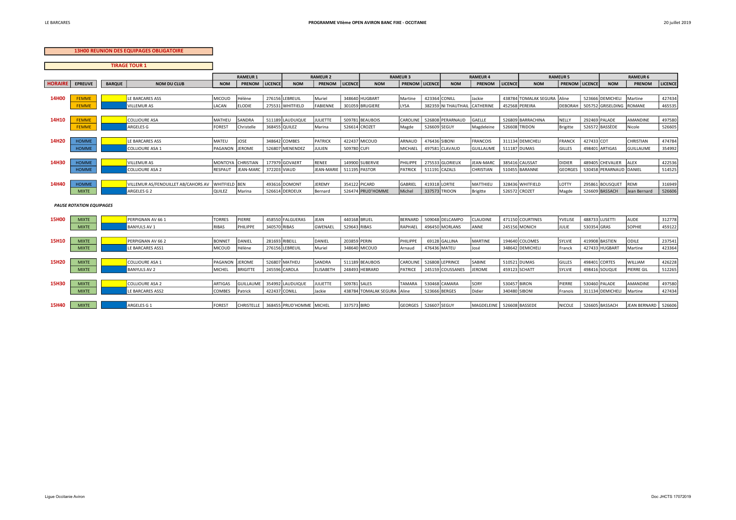**13H00 REUNION DES EQUIPAGES OBLIGATOIRE**

**TIRAGE TOUR 1**

| | | | | RAMEUR 1 | | | RAMEUR 2 | | | RAMEUR 3 | | | RAMEUR 4 | | | RAMEUR 5 | | | RAMEUR 6 | | |
|---|---|---|---|---|---|---|---|---|---|---|---|---|---|---|---|---|---|---|---|---|---|
| HORAIRE | EPREUVE | BARQUE | NOM DU CLUB | NOM | PRENOM | LICENCE | NOM | PRENOM | LICENCE | NOM | PRENOM | LICENCE | NOM | PRENOM | LICENCE | NOM | PRENOM | LICENCE | NOM | PRENOM | LICENCE |
| 14H00 | FEMME | | LE BARCARES ASS | MICOUD | Hélène | 276156 | LEBREUIL | Muriel | 348640 | HUGBART | Martine | 423364 | CONILL | Jackie | 438784 | TOMALAK SEGURA | Aline | 523666 | DEMICHELI | Martine | 427434 |
| | FEMME | | VILLEMUR AS | LACAN | ELODIE | 275531 | WHITFIELD | FABIENNE | 301059 | BRUGIERE | LYSA | 382359 | NI THAUTHAIL | CATHERINE | 452568 | PEREIRA | DEBORAH | 505752 | GRISELDING | ROMANE | 465535 |
| 14H10 | FEMME | | COLLIOURE ASA | MATHEU | SANDRA | 511189 | LAUDUIQUE | JULIETTE | 509781 | BEAUBOIS | CAROLINE | 526808 | PERARNAUD | GAELLE | 526809 | BARRACHINA | NELLY | 292469 | PALADE | AMANDINE | 497580 |
| | FEMME | | ARGELES G | FOREST | Christelle | 368455 | QUILEZ | Marina | 526614 | CROZET | Magde | 526609 | SEGUY | Magdeleine | 526608 | TRIDON | Brigitte | 526572 | BASSÈDE | Nicole | 526605 |
| 14H20 | HOMME | | LE BARCARES ASS | MATEU | JOSE | 348642 | COMBES | PATRICK | 422437 | MICOUD | ARNAUD | 476436 | SIBONI | FRANCOIS | 311134 | DEMICHELI | FRANCK | 427433 | COT | CHRISTIAN | 474784 |
| | HOMME | | COLLIOURE ASA 1 | PAGANON | JEROME | 526807 | MENENDEZ | JULIEN | 509780 | CUFI | MICHAEL | 497581 | CLAVAUD | GUILLAUME | 511187 | DUMAS | GILLES | 498401 | ARTIGAS | GUILLAUME | 354992 |
| 14H30 | HOMME | | VILLEMUR AS | MONTOYA | CHRISTIAN | 177979 | GOVAERT | RENEE | 149900 | SUBERVIE | PHILIPPE | 275533 | GLORIEUX | JEAN-MARC | 385416 | CAUSSAT | DIDIER | 489405 | CHEVALIER | ALEX | 422536 |
| | HOMME | | COLLIOURE ASA 2 | RESPAUT | JEAN-MARC | 372203 | VIAUD | JEAN-MARIE | 511195 | PASTOR | PATRICK | 511191 | CAZALS | CHRISTIAN | 510455 | BARANNE | GEORGES | 530458 | PERARNAUD | DANIEL | 514525 |
| 14H40 | HOMME | | VILLEMUR AS/FENOUILLET AB/CAHORS AV | WHITFIELD | BEN | 493616 | DOMONT | JEREMY | 354122 | PICARD | GABRIEL | 419318 | LORTIE | MATTHIEU | 328436 | WHITFIELD | LOTTY | 295861 | BOUSQUET | REMI | 316949 |
| | MIXTE | | ARGELES G 2 | QUILEZ | Marina | 526614 | DEROEUX | Bernard | 526474 | PRUD'HOMME | Michel | 337573 | TRIDON | Brigitte | 526572 | CROZET | Magde | 526609 | BASSACH | Jean Bernard | 526606 |

*PAUSE ROTATION EQUIPAGES*

| HORAIRE | EPREUVE | BARQUE | NOM DU CLUB | NOM | PRENOM | LICENCE | NOM | PRENOM | LICENCE | NOM | PRENOM | LICENCE | NOM | PRENOM | LICENCE | NOM | PRENOM | LICENCE | NOM | PRENOM | LICENCE |
|---|---|---|---|---|---|---|---|---|---|---|---|---|---|---|---|---|---|---|---|---|---|
| 15H00 | MIXTE | | PERPIGNAN AV 66 1 | TORRES | PIERRE | 458550 | FALGUERAS | JEAN | 440168 | BRUEL | BERNARD | 509048 | DELCAMPO | CLAUDINE | 471150 | COURTINES | YVELISE | 488733 | LUSETTI | AUDE | 312778 |
| | MIXTE | | BANYULS AV 1 | RIBAS | PHILIPPE | 340570 | RIBAS | GWENAEL | 529643 | RIBAS | RAPHAEL | 496450 | MORLANS | ANNE | 245156 | MONICH | JULIE | 530354 | GRAS | SOPHIE | 459122 |
| 15H10 | MIXTE | | PERPIGNAN AV 66 2 | BONNET | DANIEL | 281693 | RIBEILL | DANIEL | 203859 | PERIN | PHILIPPE | 69128 | GALLINA | MARTINE | 194640 | COLOMES | SYLVIE | 419908 | BASTIEN | ODILE | 237541 |
| | MIXTE | | LE BARCARES ASS1 | MICOUD | Hélène | 276156 | LEBREUIL | Muriel | 348640 | MICOUD | Arnaud | 476436 | MATEU | José | 348642 | DEMICHELI | Franck | 427433 | HUGBART | Martine | 423364 |
| 15H20 | MIXTE | | COLLIOURE ASA 1 | PAGANON | JEROME | 526807 | MATHEU | SANDRA | 511189 | BEAUBOIS | CAROLINE | 526808 | LEPRINCE | SABINE | 510521 | DUMAS | GILLES | 498401 | CORTES | WILLIAM | 426228 |
| | MIXTE | | BANYULS AV 2 | MICHEL | BRIGITTE | 245596 | CAROLA | ELISABETH | 248493 | HEBRARD | PATRICE | 245159 | COUSSANES | JEROME | 459123 | SCHATT | SYLVIE | 498416 | SOUQUE | PIERRE GIL | 512265 |
| 15H30 | MIXTE | | COLLIOURE ASA 2 | ARTIGAS | GUILLAUME | 354992 | LAUDUIQUE | JULIETTE | 509781 | SALES | TAMARA | 530468 | CAMARA | SORY | 530457 | BIRON | PIERRE | 530460 | PALADE | AMANDINE | 497580 |
| | MIXTE | | LE BARCARES ASS2 | COMBES | Patrick | 422437 | CONILL | Jackie | 438784 | TOMALAK SEGURA | Aline | 523666 | BERGES | Didier | 340480 | SIBONI | Franois | 311134 | DEMICHELI | Martine | 427434 |
| 15H40 | MIXTE | | ARGELES G 1 | FOREST | CHRISTELLE | 368455 | PRUD'HOMME | MICHEL | 337573 | BIRO | GEORGES | 526607 | SEGUY | MAGDELEINE | 526608 | BASSEDE | NICOLE | 526605 | BASSACH | JEAN BERNARD | 526606 |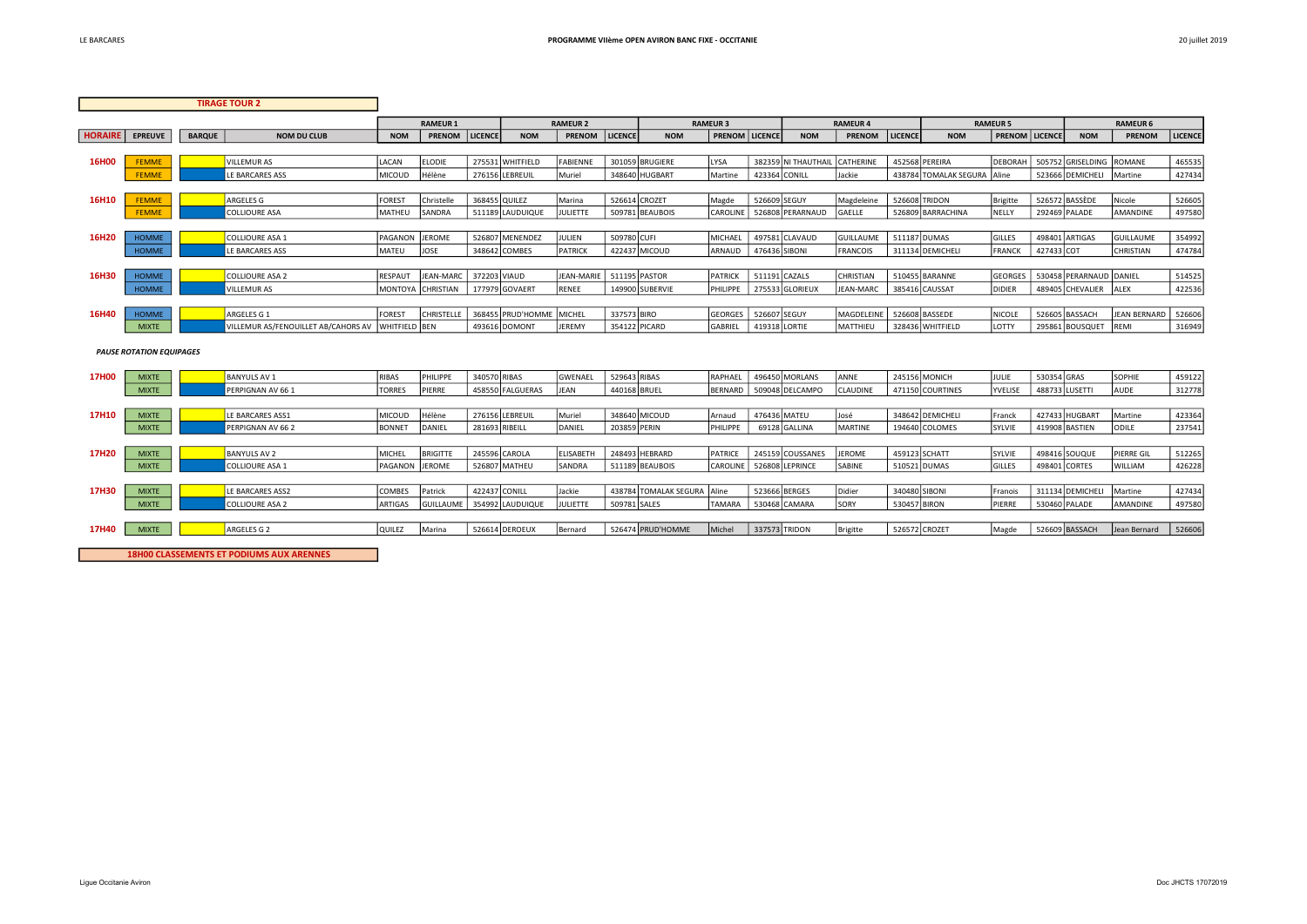## TIRAGE TOUR 2

| HORAIRE | EPREUVE | BARQUE | NOM DU CLUB | RAMEUR 1 | | | RAMEUR 2 | | | RAMEUR 3 | | | RAMEUR 4 | | | RAMEUR 5 | | | RAMEUR 6 | | |
|---|---|---|---|---|---|---|---|---|---|---|---|---|---|---|---|---|---|---|---|---|---|
| | | | | NOM | PRENOM | LICENCE | NOM | PRENOM | LICENCE | NOM | PRENOM | LICENCE | NOM | PRENOM | LICENCE | NOM | PRENOM | LICENCE | NOM | PRENOM | LICENCE |
| 16H00 | FEMME | | VILLEMUR AS | LACAN | ELODIE | 275531 | WHITFIELD | FABIENNE | 301059 | BRUGIERE | LYSA | 382359 | NI THAUTHAIL | CATHERINE | 452568 | PEREIRA | DEBORAH | 505752 | GRISELDING | ROMANE | 465535 |
| | FEMME | | LE BARCARES ASS | MICOUD | Hélène | 276156 | LEBREUIL | Muriel | 348640 | HUGBART | Martine | 423364 | CONILL | Jackie | 438784 | TOMALAK SEGURA | Aline | 523666 | DEMICHELI | Martine | 427434 |
| 16H10 | FEMME | | ARGELES G | FOREST | Christelle | 368455 | QUILEZ | Marina | 526614 | CROZET | Magde | 526609 | SEGUY | Magdeleine | 526608 | TRIDON | Brigitte | 526572 | BASSÈDE | Nicole | 526605 |
| | FEMME | | COLLIOURE ASA | MATHEU | SANDRA | 511189 | LAUDUIQUE | JULIETTE | 509781 | BEAUBOIS | CAROLINE | 526808 | PERARNAUD | GAELLE | 526809 | BARRACHINA | NELLY | 292469 | PALADE | AMANDINE | 497580 |
| 16H20 | HOMME | | COLLIOURE ASA 1 | PAGANON | JEROME | 526807 | MENENDEZ | JULIEN | 509780 | CUFI | MICHAEL | 497581 | CLAVAUD | GUILLAUME | 511187 | DUMAS | GILLES | 498401 | ARTIGAS | GUILLAUME | 354992 |
| | HOMME | | LE BARCARES ASS | MATEU | JOSE | 348642 | COMBES | PATRICK | 422437 | MICOUD | ARNAUD | 476436 | SIBONI | FRANCOIS | 311134 | DEMICHELI | FRANCK | 427433 | COT | CHRISTIAN | 474784 |
| 16H30 | HOMME | | COLLIOURE ASA 2 | RESPAUT | JEAN-MARC | 372203 | VIAUD | JEAN-MARIE | 511195 | PASTOR | PATRICK | 511191 | CAZALS | CHRISTIAN | 510455 | BARANNE | GEORGES | 530458 | PERARNAUD | DANIEL | 514525 |
| | HOMME | | VILLEMUR AS | MONTOYA | CHRISTIAN | 177979 | GOVAERT | RENEE | 149900 | SUBERVIE | PHILIPPE | 275533 | GLORIEUX | JEAN-MARC | 385416 | CAUSSAT | DIDIER | 489405 | CHEVALIER | ALEX | 422536 |
| 16H40 | HOMME | | ARGELES G 1 | FOREST | CHRISTELLE | 368455 | PRUD'HOMME | MICHEL | 337573 | BIRO | GEORGES | 526607 | SEGUY | MAGDELEINE | 526608 | BASSEDE | NICOLE | 526605 | BASSACH | JEAN BERNARD | 526606 |
| | MIXTE | | VILLEMUR AS/FENOUILLET AB/CAHORS AV | WHITFIELD | BEN | 493616 | DOMONT | JEREMY | 354122 | PICARD | GABRIEL | 419318 | LORTIE | MATTHIEU | 328436 | WHITFIELD | LOTTY | 295861 | BOUSQUET | REMI | 316949 |

*PAUSE ROTATION EQUIPAGES*

| HORAIRE | EPREUVE | BARQUE | NOM DU CLUB | NOM | PRENOM | LICENCE | NOM | PRENOM | LICENCE | NOM | PRENOM | LICENCE | NOM | PRENOM | LICENCE | NOM | PRENOM | LICENCE | NOM | PRENOM | LICENCE |
|---|---|---|---|---|---|---|---|---|---|---|---|---|---|---|---|---|---|---|---|---|---|
| 17H00 | MIXTE | | BANYULS AV 1 | RIBAS | PHILIPPE | 340570 | RIBAS | GWENAEL | 529643 | RIBAS | RAPHAEL | 496450 | MORLANS | ANNE | 245156 | MONICH | JULIE | 530354 | GRAS | SOPHIE | 459122 |
| | MIXTE | | PERPIGNAN AV 66 1 | TORRES | PIERRE | 458550 | FALGUERAS | JEAN | 440168 | BRUEL | BERNARD | 509048 | DELCAMPO | CLAUDINE | 471150 | COURTINES | YVELISE | 488733 | LUSETTI | AUDE | 312778 |
| 17H10 | MIXTE | | LE BARCARES ASS1 | MICOUD | Hélène | 276156 | LEBREUIL | Muriel | 348640 | MICOUD | Arnaud | 476436 | MATEU | José | 348642 | DEMICHELI | Franck | 427433 | HUGBART | Martine | 423364 |
| | MIXTE | | PERPIGNAN AV 66 2 | BONNET | DANIEL | 281693 | RIBEILL | DANIEL | 203859 | PERIN | PHILIPPE | 69128 | GALLINA | MARTINE | 194640 | COLOMES | SYLVIE | 419908 | BASTIEN | ODILE | 237541 |
| 17H20 | MIXTE | | BANYULS AV 2 | MICHEL | BRIGITTE | 245596 | CAROLA | ELISABETH | 248493 | HEBRARD | PATRICE | 245159 | COUSSANES | JEROME | 459123 | SCHATT | SYLVIE | 498416 | SOUQUE | PIERRE GIL | 512265 |
| | MIXTE | | COLLIOURE ASA 1 | PAGANON | JEROME | 526807 | MATHEU | SANDRA | 511189 | BEAUBOIS | CAROLINE | 526808 | LEPRINCE | SABINE | 510521 | DUMAS | GILLES | 498401 | CORTES | WILLIAM | 426228 |
| 17H30 | MIXTE | | LE BARCARES ASS2 | COMBES | Patrick | 422437 | CONILL | Jackie | 438784 | TOMALAK SEGURA | Aline | 523666 | BERGES | Didier | 340480 | SIBONI | Franois | 311134 | DEMICHELI | Martine | 427434 |
| | MIXTE | | COLLIOURE ASA 2 | ARTIGAS | GUILLAUME | 354992 | LAUDUIQUE | JULIETTE | 509781 | SALES | TAMARA | 530468 | CAMARA | SORY | 530457 | BIRON | PIERRE | 530460 | PALADE | AMANDINE | 497580 |
| 17H40 | MIXTE | | ARGELES G 2 | QUILEZ | Marina | 526614 | DEROEUX | Bernard | 526474 | PRUD'HOMME | Michel | 337573 | TRIDON | Brigitte | 526572 | CROZET | Magde | 526609 | BASSACH | Jean Bernard | 526606 |

**18H00 CLASSEMENTS ET PODIUMS AUX ARENNES**